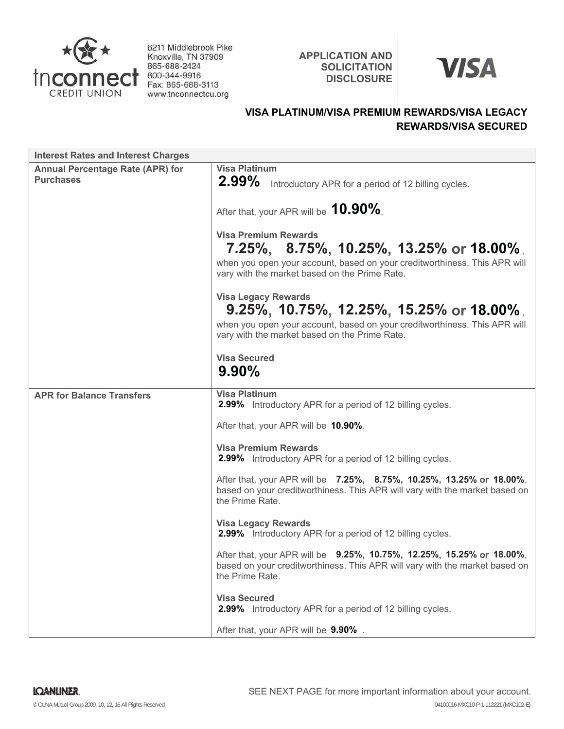tnconnect CREDIT UNION

6211 Middlebrook Pike
Knoxville, TN 37909
865-688-2424
800-344-9916
Fax: 865-688-3113
www.tnconnectcu.org

**APPLICATION AND SOLICITATION DISCLOSURE**

**VISA**

## VISA PLATINUM/VISA PREMIUM REWARDS/VISA LEGACY REWARDS/VISA SECURED

| Interest Rates and Interest Charges | |
|---|---|
| **Annual Percentage Rate (APR) for Purchases** | **Visa Platinum**<br>**2.99%** Introductory APR for a period of 12 billing cycles.<br><br>After that, your APR will be **10.90%**.<br><br>**Visa Premium Rewards**<br>**7.25%, 8.75%, 10.25%, 13.25% or 18.00%**, when you open your account, based on your creditworthiness. This APR will vary with the market based on the Prime Rate.<br><br>**Visa Legacy Rewards**<br>**9.25%, 10.75%, 12.25%, 15.25% or 18.00%**, when you open your account, based on your creditworthiness. This APR will vary with the market based on the Prime Rate.<br><br>**Visa Secured**<br>**9.90%** |
| **APR for Balance Transfers** | **Visa Platinum**<br>**2.99%** Introductory APR for a period of 12 billing cycles.<br><br>After that, your APR will be **10.90%**.<br><br>**Visa Premium Rewards**<br>**2.99%** Introductory APR for a period of 12 billing cycles.<br><br>After that, your APR will be **7.25%, 8.75%, 10.25%, 13.25% or 18.00%**, based on your creditworthiness. This APR will vary with the market based on the Prime Rate.<br><br>**Visa Legacy Rewards**<br>**2.99%** Introductory APR for a period of 12 billing cycles.<br><br>After that, your APR will be **9.25%, 10.75%, 12.25%, 15.25% or 18.00%**, based on your creditworthiness. This APR will vary with the market based on the Prime Rate.<br><br>**Visa Secured**<br>**2.99%** Introductory APR for a period of 12 billing cycles.<br><br>After that, your APR will be **9.90%** . |

SEE NEXT PAGE for more important information about your account.

LOANLINER. © CUNA Mutual Group 2009, 10, 12, 16 All Rights Reserved

04100016-MXC10-P-1-112221 (MXC102-E)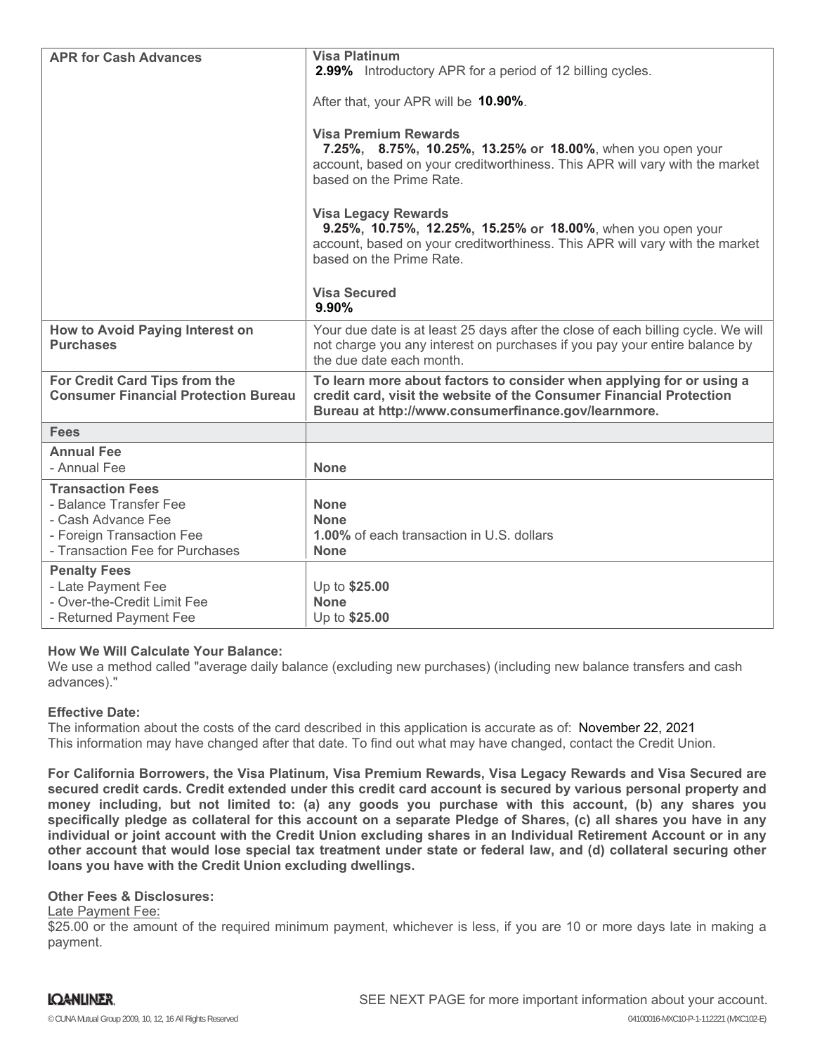| | |
|---|---|
| **APR for Cash Advances** | **Visa Platinum**<br>**2.99%** Introductory APR for a period of 12 billing cycles.<br><br>After that, your APR will be **10.90%**.<br><br>**Visa Premium Rewards**<br>**7.25%, 8.75%, 10.25%, 13.25% or 18.00%**, when you open your account, based on your creditworthiness. This APR will vary with the market based on the Prime Rate.<br><br>**Visa Legacy Rewards**<br>**9.25%, 10.75%, 12.25%, 15.25% or 18.00%**, when you open your account, based on your creditworthiness. This APR will vary with the market based on the Prime Rate.<br><br>**Visa Secured**<br>**9.90%** |
| **How to Avoid Paying Interest on Purchases** | Your due date is at least 25 days after the close of each billing cycle. We will not charge you any interest on purchases if you pay your entire balance by the due date each month. |
| **For Credit Card Tips from the Consumer Financial Protection Bureau** | **To learn more about factors to consider when applying for or using a credit card, visit the website of the Consumer Financial Protection Bureau at http://www.consumerfinance.gov/learnmore.** |
| **Fees** | |
| **Annual Fee**<br>- Annual Fee | <br>**None** |
| **Transaction Fees**<br>- Balance Transfer Fee<br>- Cash Advance Fee<br>- Foreign Transaction Fee<br>- Transaction Fee for Purchases | <br>**None**<br>**None**<br>**1.00%** of each transaction in U.S. dollars<br>**None** |
| **Penalty Fees**<br>- Late Payment Fee<br>- Over-the-Credit Limit Fee<br>- Returned Payment Fee | <br>Up to **$25.00**<br>**None**<br>Up to **$25.00** |

**How We Will Calculate Your Balance:**
We use a method called "average daily balance (excluding new purchases) (including new balance transfers and cash advances)."

**Effective Date:**
The information about the costs of the card described in this application is accurate as of: November 22, 2021
This information may have changed after that date. To find out what may have changed, contact the Credit Union.

**For California Borrowers, the Visa Platinum, Visa Premium Rewards, Visa Legacy Rewards and Visa Secured are secured credit cards. Credit extended under this credit card account is secured by various personal property and money including, but not limited to: (a) any goods you purchase with this account, (b) any shares you specifically pledge as collateral for this account on a separate Pledge of Shares, (c) all shares you have in any individual or joint account with the Credit Union excluding shares in an Individual Retirement Account or in any other account that would lose special tax treatment under state or federal law, and (d) collateral securing other loans you have with the Credit Union excluding dwellings.**

**Other Fees & Disclosures:**

Late Payment Fee:
$25.00 or the amount of the required minimum payment, whichever is less, if you are 10 or more days late in making a payment.

SEE NEXT PAGE for more important information about your account.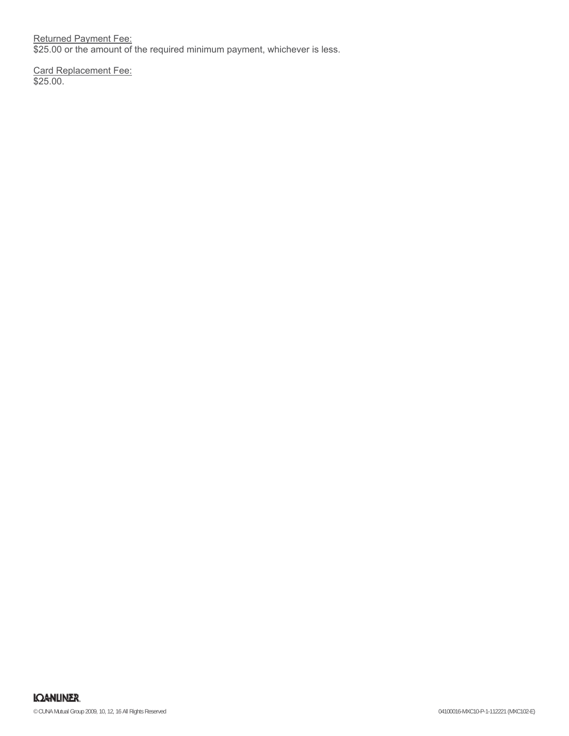Returned Payment Fee:
$25.00 or the amount of the required minimum payment, whichever is less.

Card Replacement Fee:
$25.00.

LOANLINER.

© CUNA Mutual Group 2009, 10, 12, 16 All Rights Reserved

04100016-MXC10-P-1-112221 (MXC102-E)